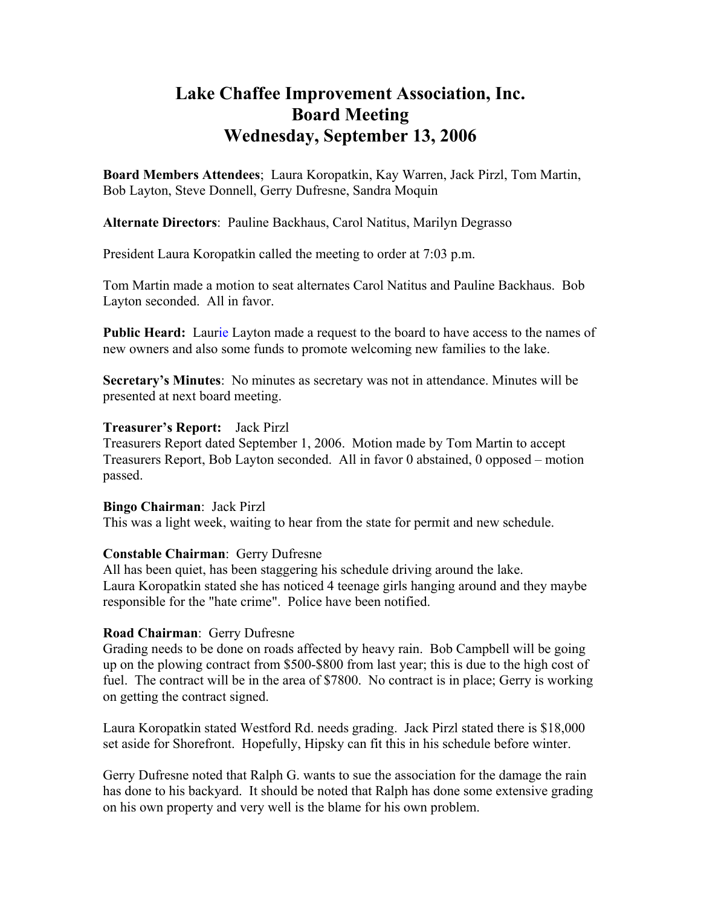# Lake Chaffee Improvement Association, Inc.
# Board Meeting
# Wednesday, September 13, 2006

**Board Members Attendees**; Laura Koropatkin, Kay Warren, Jack Pirzl, Tom Martin, Bob Layton, Steve Donnell, Gerry Dufresne, Sandra Moquin

**Alternate Directors**: Pauline Backhaus, Carol Natitus, Marilyn Degrasso

President Laura Koropatkin called the meeting to order at 7:03 p.m.

Tom Martin made a motion to seat alternates Carol Natitus and Pauline Backhaus. Bob Layton seconded. All in favor.

**Public Heard:** Laurie Layton made a request to the board to have access to the names of new owners and also some funds to promote welcoming new families to the lake.

**Secretary's Minutes**: No minutes as secretary was not in attendance. Minutes will be presented at next board meeting.

**Treasurer's Report:** Jack Pirzl
Treasurers Report dated September 1, 2006. Motion made by Tom Martin to accept Treasurers Report, Bob Layton seconded. All in favor 0 abstained, 0 opposed – motion passed.

**Bingo Chairman**: Jack Pirzl
This was a light week, waiting to hear from the state for permit and new schedule.

**Constable Chairman**: Gerry Dufresne
All has been quiet, has been staggering his schedule driving around the lake.
Laura Koropatkin stated she has noticed 4 teenage girls hanging around and they maybe responsible for the "hate crime". Police have been notified.

**Road Chairman**: Gerry Dufresne
Grading needs to be done on roads affected by heavy rain. Bob Campbell will be going up on the plowing contract from $500-$800 from last year; this is due to the high cost of fuel. The contract will be in the area of $7800. No contract is in place; Gerry is working on getting the contract signed.

Laura Koropatkin stated Westford Rd. needs grading. Jack Pirzl stated there is $18,000 set aside for Shorefront. Hopefully, Hipsky can fit this in his schedule before winter.

Gerry Dufresne noted that Ralph G. wants to sue the association for the damage the rain has done to his backyard. It should be noted that Ralph has done some extensive grading on his own property and very well is the blame for his own problem.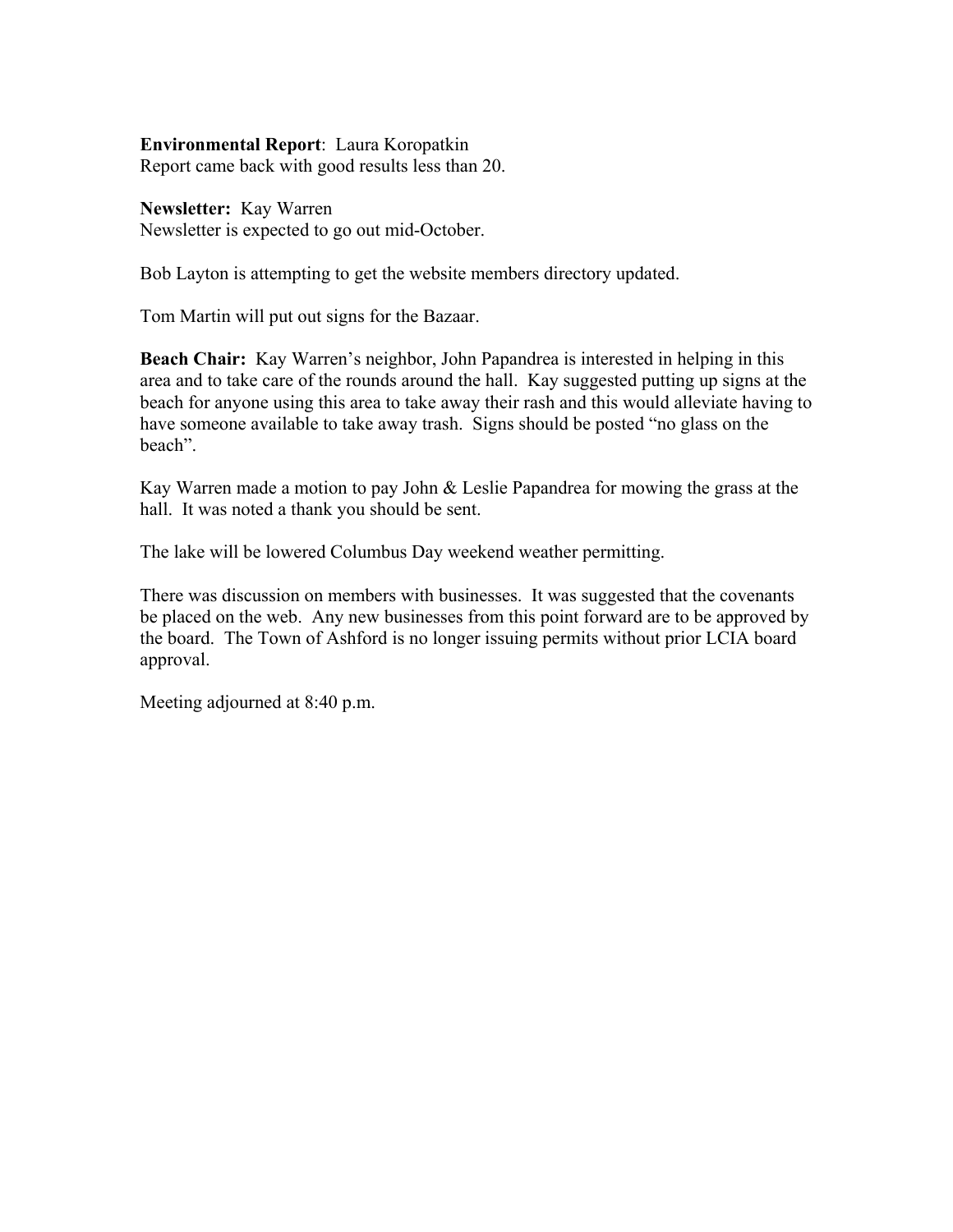**Environmental Report**: Laura Koropatkin
Report came back with good results less than 20.

**Newsletter:** Kay Warren
Newsletter is expected to go out mid-October.

Bob Layton is attempting to get the website members directory updated.

Tom Martin will put out signs for the Bazaar.

**Beach Chair:** Kay Warren's neighbor, John Papandrea is interested in helping in this area and to take care of the rounds around the hall. Kay suggested putting up signs at the beach for anyone using this area to take away their rash and this would alleviate having to have someone available to take away trash. Signs should be posted "no glass on the beach".

Kay Warren made a motion to pay John & Leslie Papandrea for mowing the grass at the hall. It was noted a thank you should be sent.

The lake will be lowered Columbus Day weekend weather permitting.

There was discussion on members with businesses. It was suggested that the covenants be placed on the web. Any new businesses from this point forward are to be approved by the board. The Town of Ashford is no longer issuing permits without prior LCIA board approval.

Meeting adjourned at 8:40 p.m.